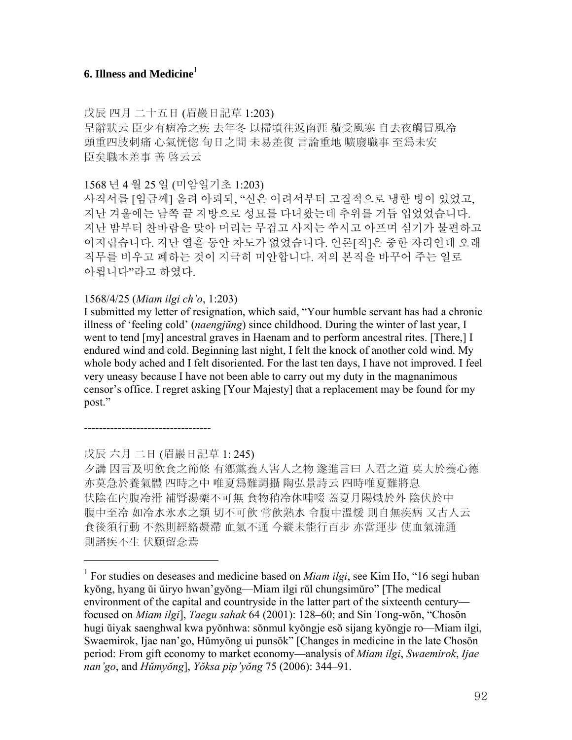**6. Illness and Medicine**[1]

戊辰 四月 二十五日 (眉巖日記草 1:203)
呈辭狀云 臣少有痼冷之疾 去年冬 以掃墳往返南涯 積受風寒 自去夜觸冒風冷
頭重四肢刺痛 心氣恍惚 旬日之間 未易差復 言論重地 曠廢職事 至爲未安
臣矣職本差事 善 啓云云

1568 년 4 월 25 일 (미암일기초 1:203)
사직서를 [임금께] 올려 아뢰되, "신은 어려서부터 고질적으로 냉한 병이 있었고, 지난 겨울에는 남쪽 끝 지방으로 성묘를 다녀왔는데 추위를 거듭 입었었습니다. 지난 밤부터 찬바람을 맞아 머리는 무겁고 사지는 쑤시고 아프며 심기가 불편하고 어지럽습니다. 지난 열흘 동안 차도가 없었습니다. 언론[직]은 중한 자리인데 오래 직무를 비우고 폐하는 것이 지극히 미안합니다. 저의 본직을 바꾸어 주는 일로 아룁니다"라고 하였다.

1568/4/25 (*Miam ilgi ch'o*, 1:203)
I submitted my letter of resignation, which said, "Your humble servant has had a chronic illness of 'feeling cold' (*naengjŭng*) since childhood. During the winter of last year, I went to tend [my] ancestral graves in Haenam and to perform ancestral rites. [There,] I endured wind and cold. Beginning last night, I felt the knock of another cold wind. My whole body ached and I felt disoriented. For the last ten days, I have not improved. I feel very uneasy because I have not been able to carry out my duty in the magnanimous censor's office. I regret asking [Your Majesty] that a replacement may be found for my post."

----------------------------------

戊辰 六月 二日 (眉巖日記草 1: 245)
夕講 因言及明飮食之節條 有鄕黨養人害人之物 遂進言曰 人君之道 莫大於養心德
亦莫急於養氣體 四時之中 唯夏爲難調攝 陶弘景詩云 四時唯夏難將息
伏陰在內腹冷滑 補腎湯藥不可無 食物稍冷休哺啜 蓋夏月陽熾於外 陰伏於中
腹中至冷 如冷水氷水之類 切不可飮 常飮熟水 令腹中溫煖 則自無疾病 又古人云
食後須行動 不然則經絡凝滯 血氣不通 今縱未能行百步 亦當運步 使血氣流通
則諸疾不生 伏願留念焉

[1] For studies on deseases and medicine based on *Miam ilgi*, see Kim Ho, "16 segi huban kyŏng, hyang ŭi ŭiryo hwan'gyŏng—Miam ilgi rŭl chungsimŭro" [The medical environment of the capital and countryside in the latter part of the sixteenth century—focused on *Miam ilgi*], *Taegu sahak* 64 (2001): 128–60; and Sin Tong-wŏn, "Chosŏn hugi ŭiyak saenghwal kwa pyŏnhwa: sŏnmul kyŏngje esŏ sijang kyŏngje ro—Miam ilgi, Swaemirok, Ijae nan'go, Hŭmyŏng ui punsŏk" [Changes in medicine in the late Chosŏn period: From gift economy to market economy—analysis of *Miam ilgi*, *Swaemirok*, *Ijae nan'go*, and *Hŭmyŏng*], *Yŏksa pip'yŏng* 75 (2006): 344–91.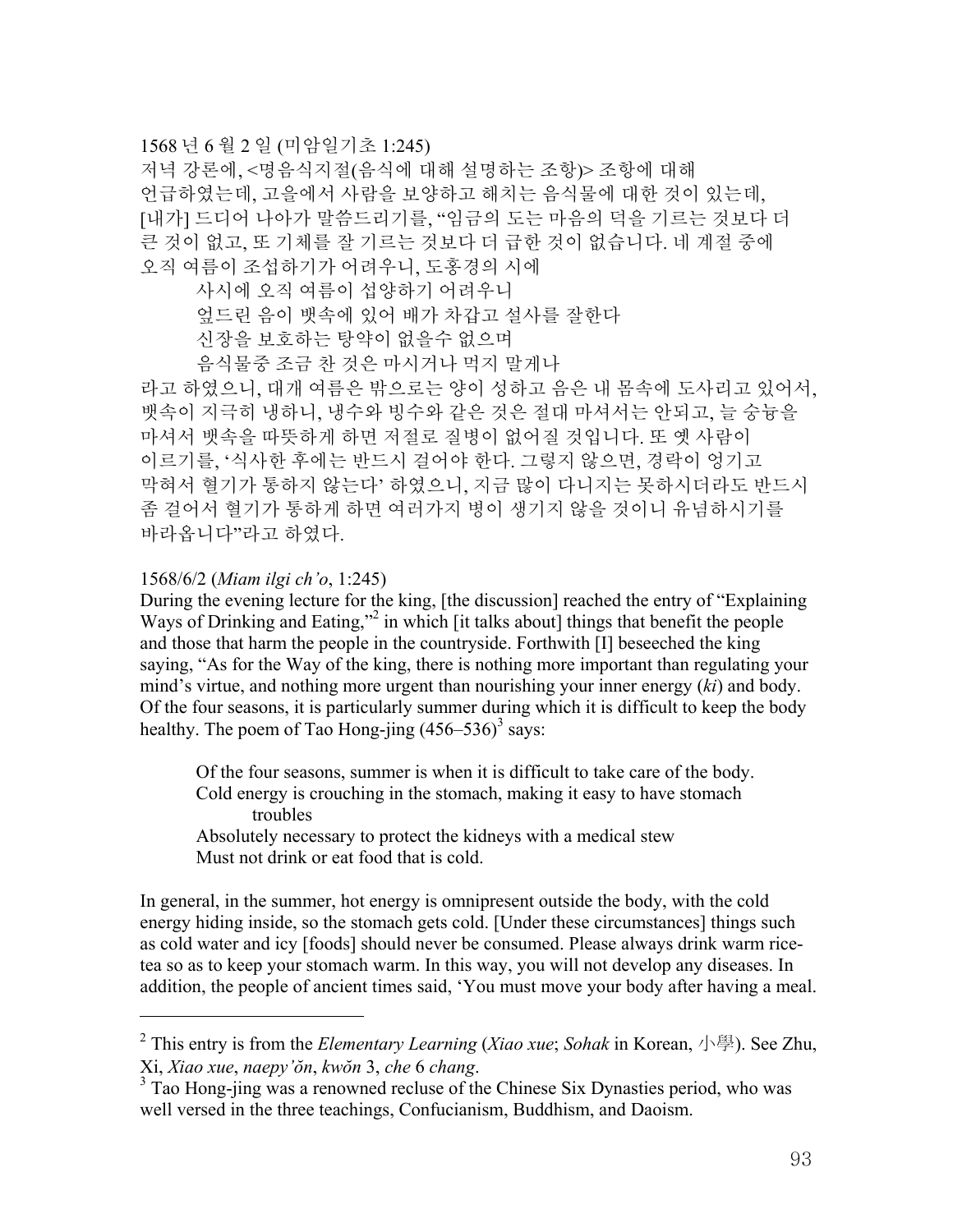1568 년 6 월 2 일 (미암일기초 1:245)

저녁 강론에, <명음식지절(음식에 대해 설명하는 조항)> 조항에 대해 언급하였는데, 고을에서 사람을 보양하고 해치는 음식물에 대한 것이 있는데, [내가] 드디어 나아가 말씀드리기를, "임금의 도는 마음의 덕을 기르는 것보다 더 큰 것이 없고, 또 기체를 잘 기르는 것보다 더 급한 것이 없습니다. 네 계절 중에 오직 여름이 조섭하기가 어려우니, 도홍경의 시에

> 사시에 오직 여름이 섭양하기 어려우니
> 엎드린 음이 뱃속에 있어 배가 차갑고 설사를 잘한다
> 신장을 보호하는 탕약이 없을수 없으며
> 음식물중 조금 찬 것은 마시거나 먹지 말게나

라고 하였으니, 대개 여름은 밖으로는 양이 성하고 음은 내 몸속에 도사리고 있어서, 뱃속이 지극히 냉하니, 냉수와 빙수와 같은 것은 절대 마셔서는 안되고, 늘 숭늉을 마셔서 뱃속을 따뜻하게 하면 저절로 질병이 없어질 것입니다. 또 옛 사람이 이르기를, '식사한 후에는 반드시 걸어야 한다. 그렇지 않으면, 경락이 엉기고 막혀서 혈기가 통하지 않는다' 하였으니, 지금 많이 다니지는 못하시더라도 반드시 좀 걸어서 혈기가 통하게 하면 여러가지 병이 생기지 않을 것이니 유념하시기를 바라옵니다"라고 하였다.

1568/6/2 (*Miam ilgi ch'o*, 1:245)

During the evening lecture for the king, [the discussion] reached the entry of "Explaining Ways of Drinking and Eating,"[2] in which [it talks about] things that benefit the people and those that harm the people in the countryside. Forthwith [I] beseeched the king saying, "As for the Way of the king, there is nothing more important than regulating your mind's virtue, and nothing more urgent than nourishing your inner energy (*ki*) and body. Of the four seasons, it is particularly summer during which it is difficult to keep the body healthy. The poem of Tao Hong-jing (456–536)[3] says:

> Of the four seasons, summer is when it is difficult to take care of the body.
> Cold energy is crouching in the stomach, making it easy to have stomach troubles
> Absolutely necessary to protect the kidneys with a medical stew
> Must not drink or eat food that is cold.

In general, in the summer, hot energy is omnipresent outside the body, with the cold energy hiding inside, so the stomach gets cold. [Under these circumstances] things such as cold water and icy [foods] should never be consumed. Please always drink warm rice-tea so as to keep your stomach warm. In this way, you will not develop any diseases. In addition, the people of ancient times said, 'You must move your body after having a meal.

---

[2] This entry is from the *Elementary Learning* (*Xiao xue*; *Sohak* in Korean, 小學). See Zhu, Xi, *Xiao xue*, *naepy'ŏn*, *kwŏn* 3, *che* 6 *chang*.

[3] Tao Hong-jing was a renowned recluse of the Chinese Six Dynasties period, who was well versed in the three teachings, Confucianism, Buddhism, and Daoism.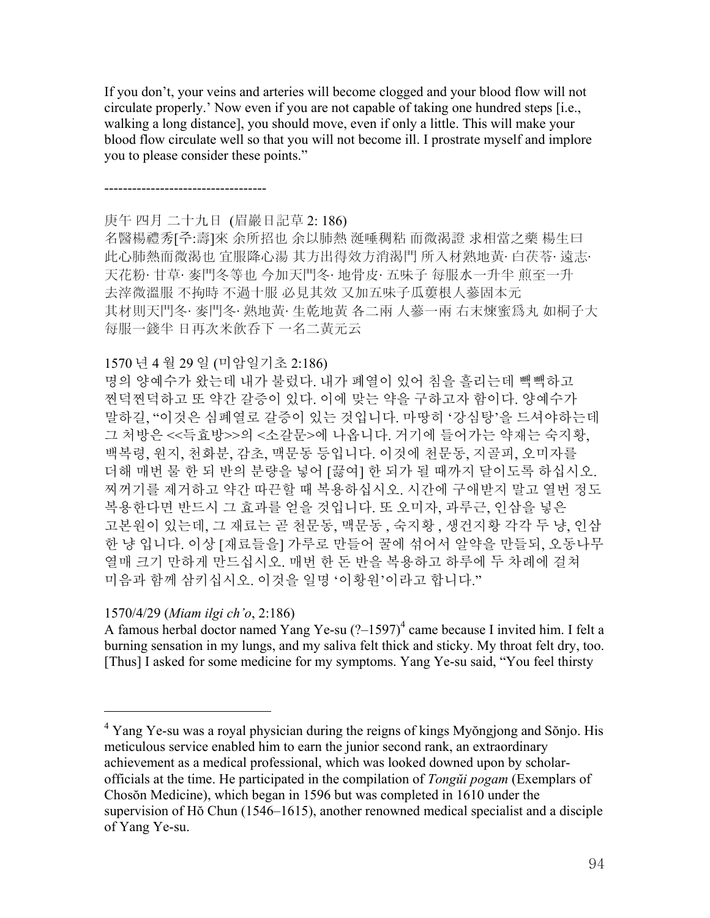If you don't, your veins and arteries will become clogged and your blood flow will not circulate properly.' Now even if you are not capable of taking one hundred steps [i.e., walking a long distance], you should move, even if only a little. This will make your blood flow circulate well so that you will not become ill. I prostrate myself and implore you to please consider these points."

----------------------------------

庚午 四月 二十九日 (眉巖日記草 2: 186)
名醫楊禮秀[주:壽]來 余所招也 余以肺熱 涎唾稠粘 而微渴證 求相當之藥 楊生曰 此心肺熱而微渴也 宜服降心湯 其方出得效方消渴門 所入材熟地黃· 白茯苓· 遠志· 天花粉· 甘草· 麥門冬等也 今加天門冬· 地骨皮· 五味子 每服水一升半 煎至一升 去滓微溫服 不拘時 不過十服 必見其效 又加五味子瓜蔞根人蔘固本元 其材則天門冬· 麥門冬· 熟地黃· 生乾地黃 各二兩 人蔘一兩 右末煉蜜爲丸 如桐子大 每服一錢半 日再次米飮呑下 一名二黃元云

1570 년 4 월 29 일 (미암일기초 2:186)
명의 양예수가 왔는데 내가 불렀다. 내가 폐열이 있어 침을 흘리는데 빽빽하고 찐덕찐덕하고 또 약간 갈증이 있다. 이에 맞는 약을 구하고자 함이다. 양예수가 말하길, "이것은 심폐열로 갈증이 있는 것입니다. 마땅히 '강심탕'을 드셔야하는데 그 처방은 <<득효방>>의 <소갈문>에 나옵니다. 거기에 들어가는 약재는 숙지황, 백복령, 원지, 천화분, 감초, 맥문동 등입니다. 이것에 천문동, 지골피, 오미자를 더해 매번 물 한 되 반의 분량을 넣어 [끓여] 한 되가 될 때까지 달이도록 하십시오. 찌꺼기를 제거하고 약간 따끈할 때 복용하십시오. 시간에 구애받지 말고 열번 정도 복용한다면 반드시 그 효과를 얻을 것입니다. 또 오미자, 과루근, 인삼을 넣은 고본원이 있는데, 그 재료는 곧 천문동, 맥문동 , 숙지황 , 생건지황 각각 두 냥, 인삼 한 냥 입니다. 이상 [재료들을] 가루로 만들어 꿀에 섞어서 알약을 만들되, 오동나무 열매 크기 만하게 만드십시오. 매번 한 돈 반을 복용하고 하루에 두 차례에 걸쳐 미음과 함께 삼키십시오. 이것을 일명 '이황원'이라고 합니다."

1570/4/29 (*Miam ilgi ch'o*, 2:186)
A famous herbal doctor named Yang Ye-su (?–1597)[4] came because I invited him. I felt a burning sensation in my lungs, and my saliva felt thick and sticky. My throat felt dry, too. [Thus] I asked for some medicine for my symptoms. Yang Ye-su said, "You feel thirsty

---

[4] Yang Ye-su was a royal physician during the reigns of kings Myŏngjong and Sŏnjo. His meticulous service enabled him to earn the junior second rank, an extraordinary achievement as a medical professional, which was looked downed upon by scholar-officials at the time. He participated in the compilation of *Tongŭi pogam* (Exemplars of Chosŏn Medicine), which began in 1596 but was completed in 1610 under the supervision of Hŏ Chun (1546–1615), another renowned medical specialist and a disciple of Yang Ye-su.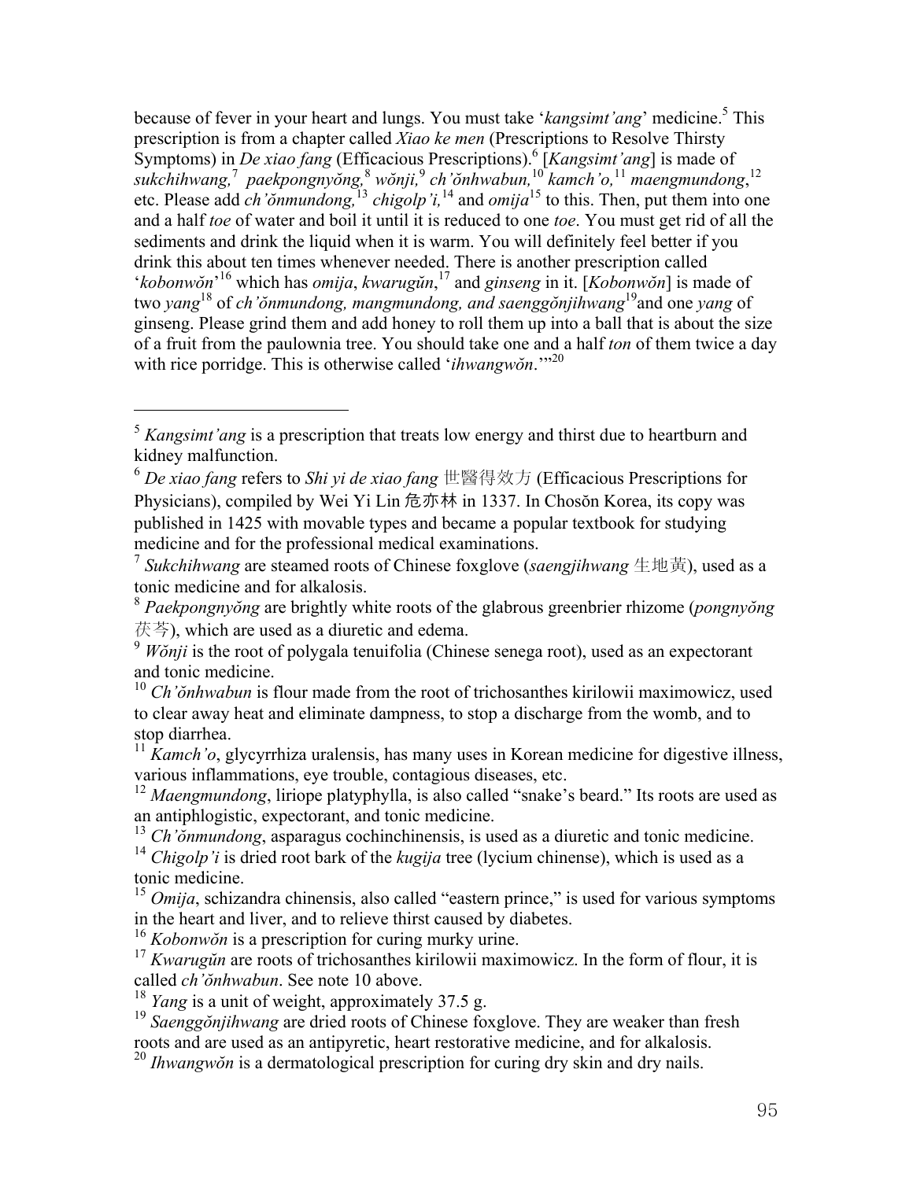because of fever in your heart and lungs. You must take '*kangsimt'ang*' medicine.[5] This prescription is from a chapter called *Xiao ke men* (Prescriptions to Resolve Thirsty Symptoms) in *De xiao fang* (Efficacious Prescriptions).[6] [*Kangsimt'ang*] is made of *sukchihwang,*[7] *paekpongnyŏng,*[8] *wŏnji,*[9] *ch'ŏnhwabun,*[10] *kamch'o,*[11] *maengmundong*,[12] etc. Please add *ch'ŏnmundong,*[13] *chigolp'i,*[14] and *omija*[15] to this. Then, put them into one and a half *toe* of water and boil it until it is reduced to one *toe*. You must get rid of all the sediments and drink the liquid when it is warm. You will definitely feel better if you drink this about ten times whenever needed. There is another prescription called '*kobonwŏn*'[16] which has *omija*, *kwarugŭn*,[17] and *ginseng* in it. [*Kobonwŏn*] is made of two *yang*[18] of *ch'ŏnmundong, mangmundong, and saenggŏnjihwang*[19]and one *yang* of ginseng. Please grind them and add honey to roll them up into a ball that is about the size of a fruit from the paulownia tree. You should take one and a half *ton* of them twice a day with rice porridge. This is otherwise called '*ihwangwŏn*.'"[20]

---

[5] *Kangsimt'ang* is a prescription that treats low energy and thirst due to heartburn and kidney malfunction.

[6] *De xiao fang* refers to *Shi yi de xiao fang* 世醫得效方 (Efficacious Prescriptions for Physicians), compiled by Wei Yi Lin 危亦林 in 1337. In Chosŏn Korea, its copy was published in 1425 with movable types and became a popular textbook for studying medicine and for the professional medical examinations.

[7] *Sukchihwang* are steamed roots of Chinese foxglove (*saengjihwang* 生地黃), used as a tonic medicine and for alkalosis.

[8] *Paekpongnyŏng* are brightly white roots of the glabrous greenbrier rhizome (*pongnyŏng* 茯苓), which are used as a diuretic and edema.

[9] *Wŏnji* is the root of polygala tenuifolia (Chinese senega root), used as an expectorant and tonic medicine.

[10] *Ch'ŏnhwabun* is flour made from the root of trichosanthes kirilowii maximowicz, used to clear away heat and eliminate dampness, to stop a discharge from the womb, and to stop diarrhea.

[11] *Kamch'o*, glycyrrhiza uralensis, has many uses in Korean medicine for digestive illness, various inflammations, eye trouble, contagious diseases, etc.

[12] *Maengmundong*, liriope platyphylla, is also called "snake's beard." Its roots are used as an antiphlogistic, expectorant, and tonic medicine.

[13] *Ch'ŏnmundong*, asparagus cochinchinensis, is used as a diuretic and tonic medicine.

[14] *Chigolp'i* is dried root bark of the *kugija* tree (lycium chinense), which is used as a tonic medicine.

[15] *Omija*, schizandra chinensis, also called "eastern prince," is used for various symptoms in the heart and liver, and to relieve thirst caused by diabetes.

[16] *Kobonwŏn* is a prescription for curing murky urine.

[17] *Kwarugŭn* are roots of trichosanthes kirilowii maximowicz. In the form of flour, it is called *ch'ŏnhwabun*. See note 10 above.

[18] *Yang* is a unit of weight, approximately 37.5 g.

[19] *Saenggŏnjihwang* are dried roots of Chinese foxglove. They are weaker than fresh roots and are used as an antipyretic, heart restorative medicine, and for alkalosis.

[20] *Ihwangwŏn* is a dermatological prescription for curing dry skin and dry nails.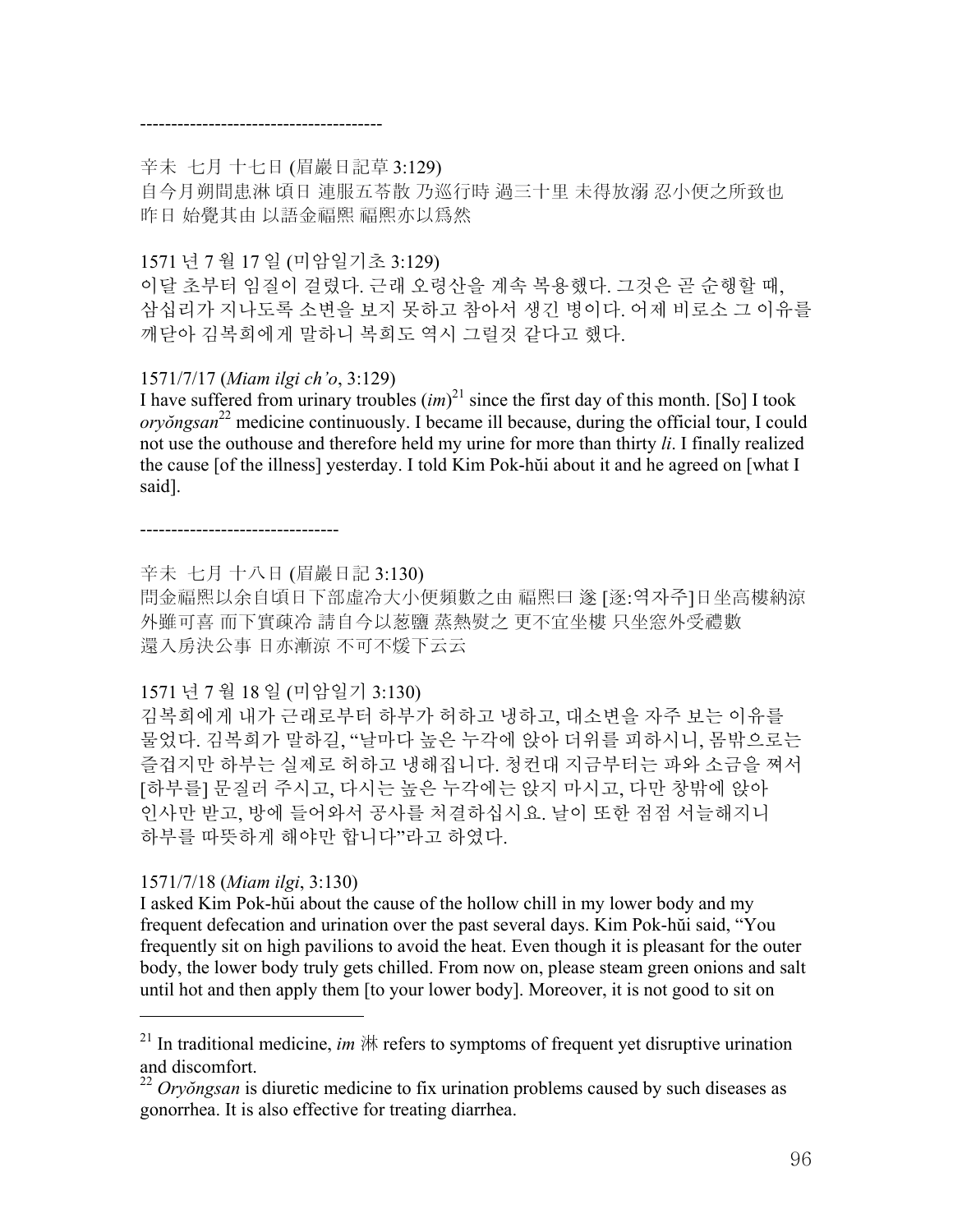---------------------------------------

辛未 七月 十七日 (眉巖日記草 3:129)
自今月朔間患淋 頃日 連服五苓散 乃巡行時 過三十里 未得放溺 忍小便之所致也 昨日 始覺其由 以語金福熙 福熙亦以爲然

1571 년 7 월 17 일 (미암일기초 3:129)
이달 초부터 임질이 걸렸다. 근래 오령산을 계속 복용했다. 그것은 곧 순행할 때, 삼십리가 지나도록 소변을 보지 못하고 참아서 생긴 병이다. 어제 비로소 그 이유를 깨닫아 김복희에게 말하니 복희도 역시 그럴것 같다고 했다.

1571/7/17 (*Miam ilgi ch'o*, 3:129)
I have suffered from urinary troubles (*im*)[21] since the first day of this month. [So] I took *oryŏngsan*[22] medicine continuously. I became ill because, during the official tour, I could not use the outhouse and therefore held my urine for more than thirty *li*. I finally realized the cause [of the illness] yesterday. I told Kim Pok-hŭi about it and he agreed on [what I said].

--------------------------------

辛未 七月 十八日 (眉巖日記 3:130)
問金福熙以余自頃日下部虛冷大小便頻數之由 福熙曰 逡 [逐:역자주]日坐高樓納涼 外雖可喜 而下實疎冷 請自今以葱鹽 蒸熱熨之 更不宜坐樓 只坐窓外受禮數 還入房決公事 日亦漸涼 不可不煖下云云

1571 년 7 월 18 일 (미암일기 3:130)
김복희에게 내가 근래로부터 하부가 허하고 냉하고, 대소변을 자주 보는 이유를 물었다. 김복희가 말하길, "날마다 높은 누각에 앉아 더위를 피하시니, 몸밖으로는 즐겁지만 하부는 실제로 허하고 냉해집니다. 청컨대 지금부터는 파와 소금을 쪄서 [하부를] 문질러 주시고, 다시는 높은 누각에는 앉지 마시고, 다만 창밖에 앉아 인사만 받고, 방에 들어와서 공사를 처결하십시요. 날이 또한 점점 서늘해지니 하부를 따뜻하게 해야만 합니다"라고 하였다.

1571/7/18 (*Miam ilgi*, 3:130)
I asked Kim Pok-hŭi about the cause of the hollow chill in my lower body and my frequent defecation and urination over the past several days. Kim Pok-hŭi said, "You frequently sit on high pavilions to avoid the heat. Even though it is pleasant for the outer body, the lower body truly gets chilled. From now on, please steam green onions and salt until hot and then apply them [to your lower body]. Moreover, it is not good to sit on

---

[21] In traditional medicine, *im* 淋 refers to symptoms of frequent yet disruptive urination and discomfort.

[22] *Oryŏngsan* is diuretic medicine to fix urination problems caused by such diseases as gonorrhea. It is also effective for treating diarrhea.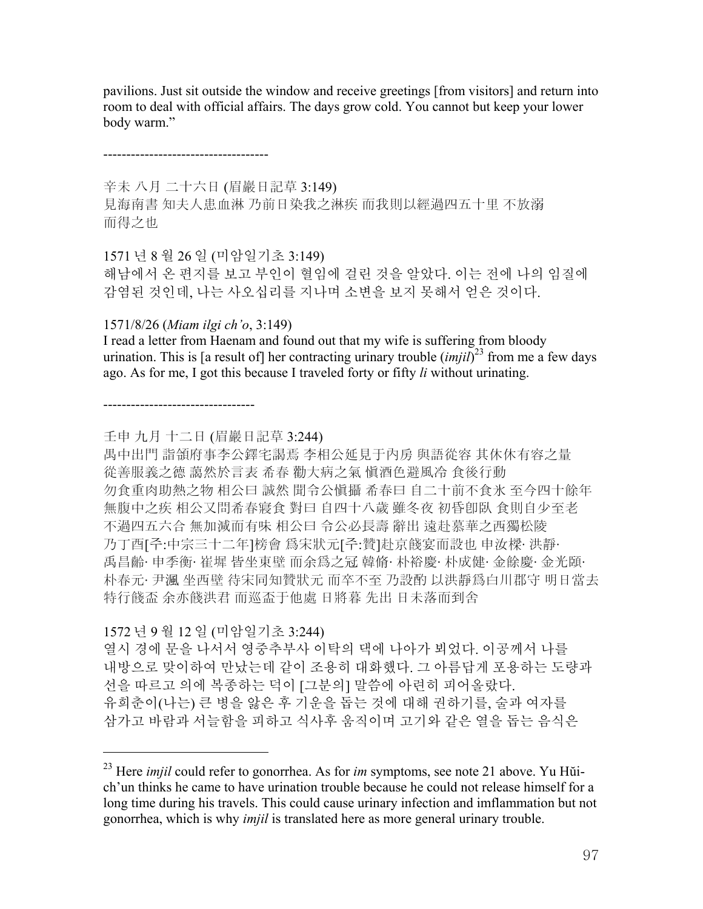pavilions. Just sit outside the window and receive greetings [from visitors] and return into room to deal with official affairs. The days grow cold. You cannot but keep your lower body warm."

-------------------------------------

辛未 八月 二十六日 (眉巖日記草 3:149)
見海南書 知夫人患血淋 乃前日染我之淋疾 而我則以經過四五十里 不放溺 而得之也

1571 년 8 월 26 일 (미암일기초 3:149)
해남에서 온 편지를 보고 부인이 혈임에 걸린 것을 알았다. 이는 전에 나의 임질에 감염된 것인데, 나는 사오십리를 지나며 소변을 보지 못해서 얻은 것이다.

1571/8/26 (*Miam ilgi ch'o*, 3:149)
I read a letter from Haenam and found out that my wife is suffering from bloody urination. This is [a result of] her contracting urinary trouble (*imjil*)[23] from me a few days ago. As for me, I got this because I traveled forty or fifty *li* without urinating.

---------------------------------

壬申 九月 十二日 (眉巖日記草 3:244)
禺中出門 詣領府事李公鐸宅謁焉 李相公延見于內房 與語從容 其休休有容之量 從善服義之德 藹然於言表 希春 勸大病之氣 愼酒色避風冷 食後行動 勿食重肉助熱之物 相公曰 誠然 聞令公愼攝 希春曰 自二十前不食氷 至今四十餘年 無腹中之疾 相公又問希春寢食 對曰 自四十八歲 雖冬夜 初昏卽臥 食則自少至老 不過四五六合 無加減而有味 相公曰 令公必長壽 辭出 遠赴慕華之西獨松陵 乃丁酉[주:中宗三十二年]榜會 爲宋狀元[주:贊]赴京餞宴而設也 申汝樑· 洪靜· 禹昌齡· 申季衡· 崔墀 皆坐東壁 而余爲之冠 韓脩· 朴裕慶· 朴成健· 金餘慶· 金光頤· 朴春元· 尹渢 坐西壁 待宋同知贊狀元 而卒不至 乃設酌 以洪靜爲白川郡守 明日當去 特行餞盃 余亦餞洪君 而巡盃于他處 日將暮 先出 日未落而到舍

1572 년 9 월 12 일 (미암일기초 3:244)
열시 경에 문을 나서서 영중추부사 이탁의 댁에 나아가 뵈었다. 이공께서 나를 내방으로 맞이하여 만났는데 같이 조용히 대화했다. 그 아름답게 포용하는 도량과 선을 따르고 의에 복종하는 덕이 [그분의] 말씀에 아련히 피어올랐다. 유희춘이(나는) 큰 병을 앓은 후 기운을 돕는 것에 대해 권하기를, 술과 여자를 삼가고 바람과 서늘함을 피하고 식사후 움직이며 고기와 같은 열을 돕는 음식은

---

[23] Here *imjil* could refer to gonorrhea. As for *im* symptoms, see note 21 above. Yu Hŭi-ch'un thinks he came to have urination trouble because he could not release himself for a long time during his travels. This could cause urinary infection and imflammation but not gonorrhea, which is why *imjil* is translated here as more general urinary trouble.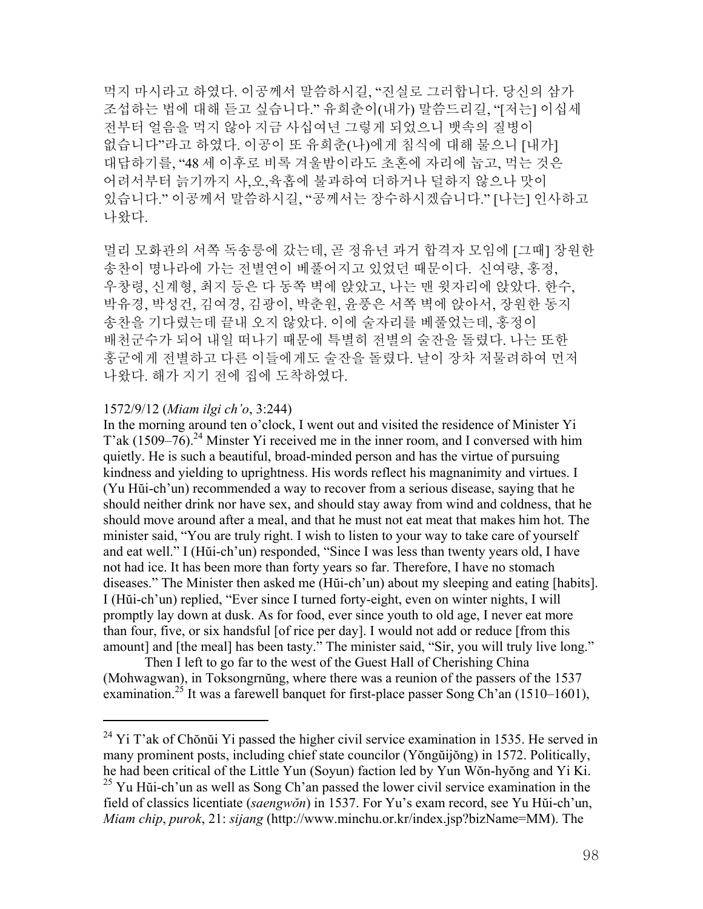먹지 마시라고 하였다. 이공께서 말씀하시길, "진실로 그러합니다. 당신의 삼가 조섭하는 법에 대해 듣고 싶습니다." 유희춘이(내가) 말씀드리길, "[저는] 이십세 전부터 얼음을 먹지 않아 지금 사십여년 그렇게 되었으니 뱃속의 질병이 없습니다"라고 하였다. 이공이 또 유희춘(나)에게 침식에 대해 물으니 [내가] 대답하기를, "48 세 이후로 비록 겨울밤이라도 초혼에 자리에 눕고, 먹는 것은 어려서부터 늙기까지 사,오,육홉에 불과하여 더하거나 덜하지 않으나 맛이 있습니다." 이공께서 말씀하시길, "공께서는 장수하시겠습니다." [나는] 인사하고 나왔다.

멀리 모화관의 서쪽 독송릉에 갔는데, 곧 정유년 과거 합격자 모임에 [그때] 장원한 송찬이 명나라에 가는 전별연이 베풀어지고 있었던 때문이다. 신여량, 홍정, 우창령, 신계형, 최지 등은 다 동쪽 벽에 앉았고, 나는 맨 윗자리에 앉았다. 한수, 박유경, 박성건, 김여경, 김광이, 박춘원, 윤풍은 서쪽 벽에 앉아서, 장원한 동지 송찬을 기다렸는데 끝내 오지 않았다. 이에 술자리를 베풀었는데, 홍정이 배천군수가 되어 내일 떠나기 때문에 특별히 전별의 술잔을 돌렸다. 나는 또한 홍군에게 전별하고 다른 이들에게도 술잔을 돌렸다. 날이 장차 저물려하여 먼저 나왔다. 해가 지기 전에 집에 도착하였다.

1572/9/12 (*Miam ilgi ch'o*, 3:244)

In the morning around ten o'clock, I went out and visited the residence of Minister Yi T'ak (1509–76).[24] Minster Yi received me in the inner room, and I conversed with him quietly. He is such a beautiful, broad-minded person and has the virtue of pursuing kindness and yielding to uprightness. His words reflect his magnanimity and virtues. I (Yu Hŭi-ch'un) recommended a way to recover from a serious disease, saying that he should neither drink nor have sex, and should stay away from wind and coldness, that he should move around after a meal, and that he must not eat meat that makes him hot. The minister said, "You are truly right. I wish to listen to your way to take care of yourself and eat well." I (Hŭi-ch'un) responded, "Since I was less than twenty years old, I have not had ice. It has been more than forty years so far. Therefore, I have no stomach diseases." The Minister then asked me (Hŭi-ch'un) about my sleeping and eating [habits]. I (Hŭi-ch'un) replied, "Ever since I turned forty-eight, even on winter nights, I will promptly lay down at dusk. As for food, ever since youth to old age, I never eat more than four, five, or six handsful [of rice per day]. I would not add or reduce [from this amount] and [the meal] has been tasty." The minister said, "Sir, you will truly live long."

Then I left to go far to the west of the Guest Hall of Cherishing China (Mohwagwan), in Toksongrnŭng, where there was a reunion of the passers of the 1537 examination.[25] It was a farewell banquet for first-place passer Song Ch'an (1510–1601),

[24] Yi T'ak of Chŏnŭi Yi passed the higher civil service examination in 1535. He served in many prominent posts, including chief state councilor (Yŏngŭijŏng) in 1572. Politically, he had been critical of the Little Yun (Soyun) faction led by Yun Wŏn-hyŏng and Yi Ki.

[25] Yu Hŭi-ch'un as well as Song Ch'an passed the lower civil service examination in the field of classics licentiate (*saengwŏn*) in 1537. For Yu's exam record, see Yu Hŭi-ch'un, *Miam chip*, *purok*, 21: *sijang* (http://www.minchu.or.kr/index.jsp?bizName=MM). The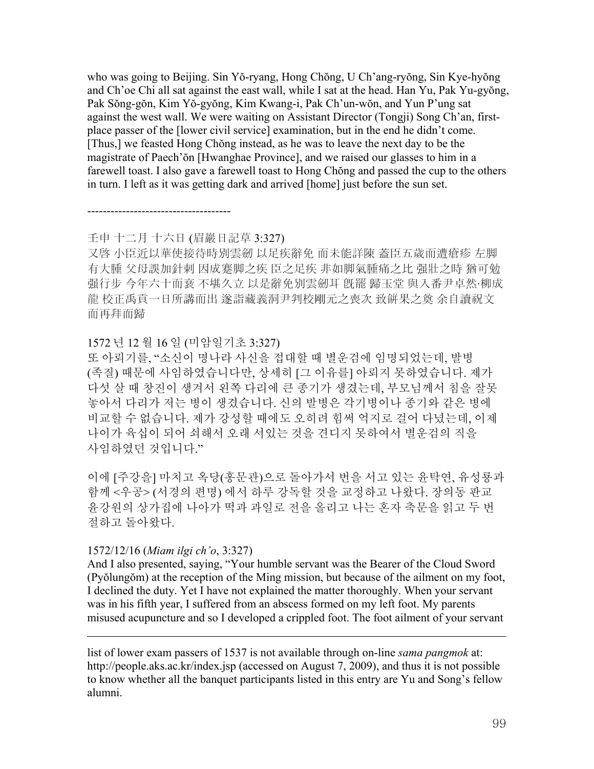who was going to Beijing. Sin Yŏ-ryang, Hong Chŏng, U Ch'ang-ryŏng, Sin Kye-hyŏng and Ch'oe Chi all sat against the east wall, while I sat at the head. Han Yu, Pak Yu-gyŏng, Pak Sŏng-gŏn, Kim Yŏ-gyŏng, Kim Kwang-i, Pak Ch'un-wŏn, and Yun P'ung sat against the west wall. We were waiting on Assistant Director (Tongji) Song Ch'an, first-place passer of the [lower civil service] examination, but in the end he didn't come. [Thus,] we feasted Hong Chŏng instead, as he was to leave the next day to be the magistrate of Paech'ŏn [Hwanghae Province], and we raised our glasses to him in a farewell toast. I also gave a farewell toast to Hong Chŏng and passed the cup to the others in turn. I left as it was getting dark and arrived [home] just before the sun set.

------------------------------------

壬申 十二月 十六日 (眉巖日記草 3:327)
又啓 小臣近以華使接待時別雲劒 以足疾辭免 而未能詳陳 蓋臣五歲而遭瘡疹 左脚有大腫 父母誤加針刺 因成蹇脚之疾 臣之足疾 非如脚氣腫痛之比 强壯之時 猶可勉强行步 今年六十而衰 不堪久立 以是辭免別雲劒耳 旣罷 歸玉堂 與入番尹卓然·柳成龍 校正禹貢一日所講而出 遂詣藏義洞尹判校剛元之喪次 致餠果之奠 余自讀祝文而再拜而歸

1572 년 12 월 16 일 (미암일기초 3:327)
또 아뢰기를, "소신이 명나라 사신을 접대할 때 별운검에 임명되었는데, 발병 (족질) 때문에 사임하였습니다만, 상세히 [그 이유를] 아뢰지 못하였습니다. 제가 다섯 살 때 창진이 생겨서 왼쪽 다리에 큰 종기가 생겼는데, 부모님께서 침을 잘못 놓아서 다리가 저는 병이 생겼습니다. 신의 발병은 각기병이나 종기와 같은 병에 비교할 수 없습니다. 제가 강성할 때에도 오히려 힘써 억지로 걸어 다녔는데, 이제 나이가 육십이 되어 쇠해서 오래 서있는 것을 견디지 못하여서 별운검의 직을 사임하였던 것입니다."

이에 [주강을] 마치고 옥당(홍문관)으로 돌아가서 번을 서고 있는 윤탁연, 유성룡과 함께 <우공> (서경의 편명) 에서 하루 강독할 것을 교정하고 나왔다. 장의동 판교 윤강원의 상가집에 나아가 떡과 과일로 전을 올리고 나는 혼자 축문을 읽고 두 번 절하고 돌아왔다.

1572/12/16 (*Miam ilgi ch'o*, 3:327)
And I also presented, saying, "Your humble servant was the Bearer of the Cloud Sword (Pyŏlungŏm) at the reception of the Ming mission, but because of the ailment on my foot, I declined the duty. Yet I have not explained the matter thoroughly. When your servant was in his fifth year, I suffered from an abscess formed on my left foot. My parents misused acupuncture and so I developed a crippled foot. The foot ailment of your servant

---

list of lower exam passers of 1537 is not available through on-line *sama pangmok* at: http://people.aks.ac.kr/index.jsp (accessed on August 7, 2009), and thus it is not possible to know whether all the banquet participants listed in this entry are Yu and Song's fellow alumni.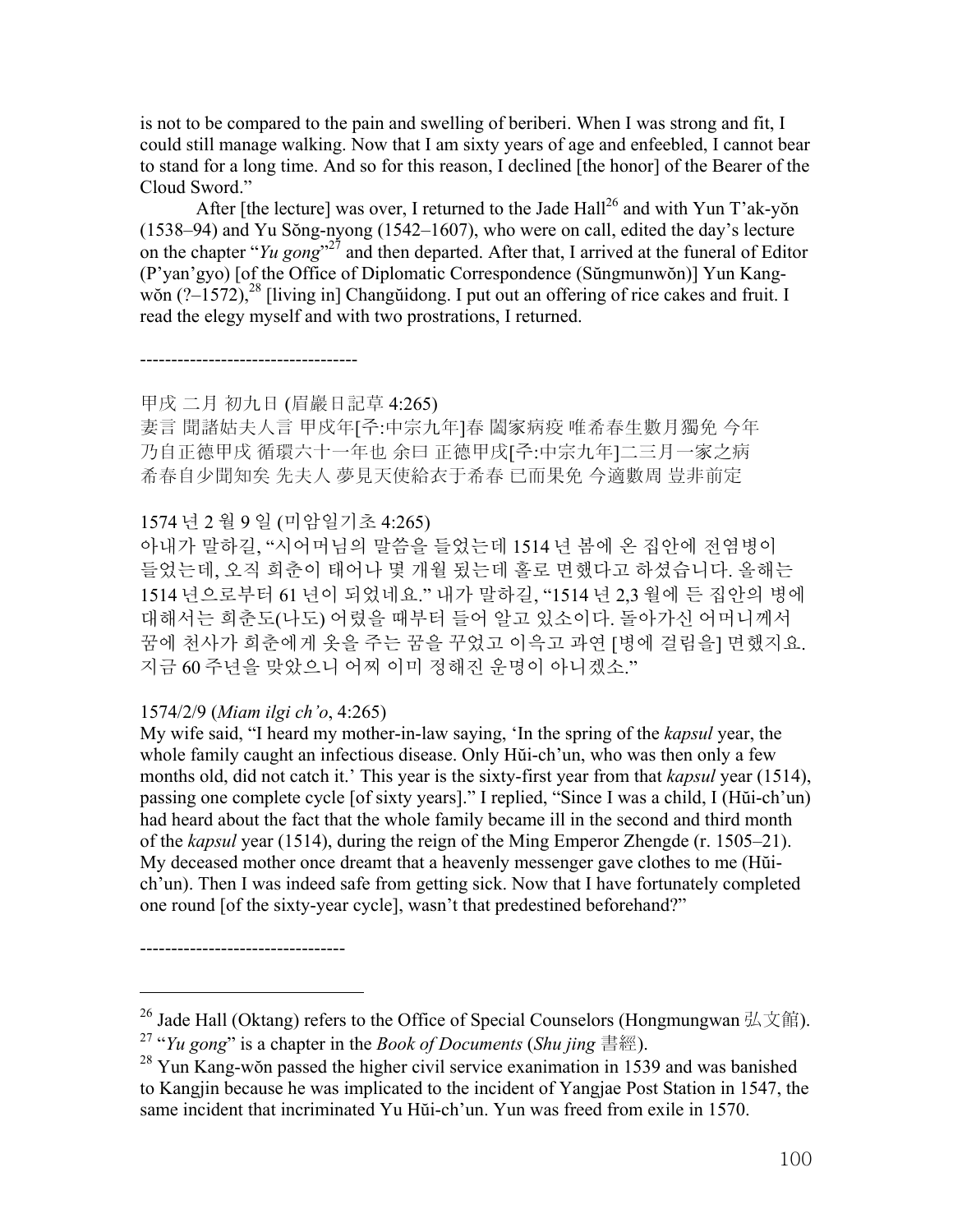is not to be compared to the pain and swelling of beriberi. When I was strong and fit, I could still manage walking. Now that I am sixty years of age and enfeebled, I cannot bear to stand for a long time. And so for this reason, I declined [the honor] of the Bearer of the Cloud Sword."

After [the lecture] was over, I returned to the Jade Hall[26] and with Yun T'ak-yŏn (1538–94) and Yu Sŏng-nyong (1542–1607), who were on call, edited the day's lecture on the chapter "*Yu gong*"[27] and then departed. After that, I arrived at the funeral of Editor (P'yan'gyo) [of the Office of Diplomatic Correspondence (Sŭngmunwŏn)] Yun Kang-wŏn (?–1572),[28] [living in] Changŭidong. I put out an offering of rice cakes and fruit. I read the elegy myself and with two prostrations, I returned.

----------------------------------

甲戌 二月 初九日 (眉巖日記草 4:265)

妻言 聞諸姑夫人言 甲戌年[주:中宗九年]春 闔家病疫 唯希春生數月獨免 今年乃自正德甲戌 循環六十一年也 余曰 正德甲戌[주:中宗九年]二三月一家之病 希春自少聞知矣 先夫人 夢見天使給衣于希春 已而果免 今適數周 豈非前定

1574 년 2 월 9 일 (미암일기초 4:265)

아내가 말하길, "시어머님의 말씀을 들었는데 1514 년 봄에 온 집안에 전염병이 들었는데, 오직 희춘이 태어나 몇 개월 됐는데 홀로 면했다고 하셨습니다. 올해는 1514 년으로부터 61 년이 되었네요." 내가 말하길, "1514 년 2,3 월에 든 집안의 병에 대해서는 희춘도(나도) 어렸을 때부터 들어 알고 있소이다. 돌아가신 어머니께서 꿈에 천사가 희춘에게 옷을 주는 꿈을 꾸었고 이윽고 과연 [병에 걸림을] 면했지요. 지금 60 주년을 맞았으니 어찌 이미 정해진 운명이 아니겠소."

1574/2/9 (*Miam ilgi ch'o*, 4:265)

My wife said, "I heard my mother-in-law saying, 'In the spring of the *kapsul* year, the whole family caught an infectious disease. Only Hŭi-ch'un, who was then only a few months old, did not catch it.' This year is the sixty-first year from that *kapsul* year (1514), passing one complete cycle [of sixty years]." I replied, "Since I was a child, I (Hŭi-ch'un) had heard about the fact that the whole family became ill in the second and third month of the *kapsul* year (1514), during the reign of the Ming Emperor Zhengde (r. 1505–21). My deceased mother once dreamt that a heavenly messenger gave clothes to me (Hŭi-ch'un). Then I was indeed safe from getting sick. Now that I have fortunately completed one round [of the sixty-year cycle], wasn't that predestined beforehand?"

---------------------------------

[26] Jade Hall (Oktang) refers to the Office of Special Counselors (Hongmungwan 弘文館).

[27] "*Yu gong*" is a chapter in the *Book of Documents* (*Shu jing* 書經).

[28] Yun Kang-wŏn passed the higher civil service exanimation in 1539 and was banished to Kangjin because he was implicated to the incident of Yangjae Post Station in 1547, the same incident that incriminated Yu Hŭi-ch'un. Yun was freed from exile in 1570.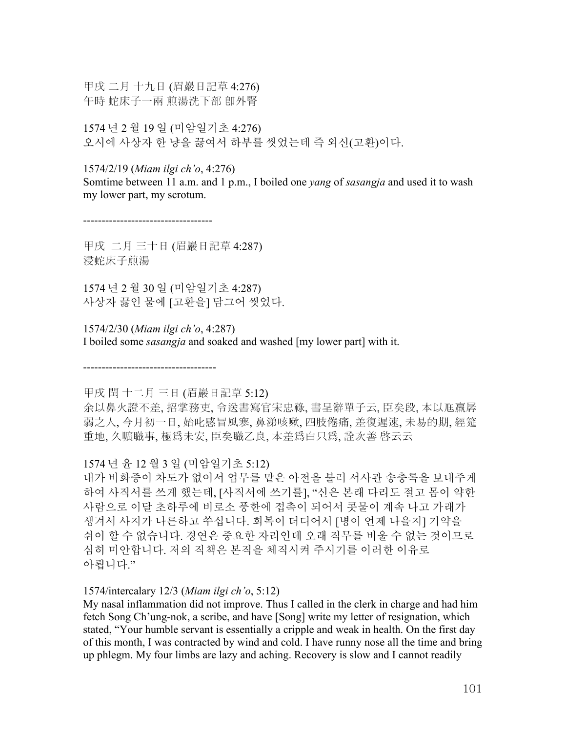甲戌 二月 十九日 (眉巖日記草 4:276)
午時 蛇床子一兩 煎湯洗下部 卽外腎

1574 년 2 월 19 일 (미암일기초 4:276)
오시에 사상자 한 냥을 끓여서 하부를 씻었는데 즉 외신(고환)이다.

1574/2/19 (*Miam ilgi ch'o*, 4:276)
Somtime between 11 a.m. and 1 p.m., I boiled one *yang* of *sasangja* and used it to wash my lower part, my scrotum.

-----------------------------------

甲戌 二月 三十日 (眉巖日記草 4:287)
浸蛇床子煎湯

1574 년 2 월 30 일 (미암일기초 4:287)
사상자 끓인 물에 [고환을] 담그어 씻었다.

1574/2/30 (*Miam ilgi ch'o*, 4:287)
I boiled some *sasangja* and soaked and washed [my lower part] with it.

------------------------------------

甲戌 閏 十二月 三日 (眉巖日記草 5:12)
余以鼻火證不差, 招掌務吏, 令送書寫官宋忠祿, 書呈辭單子云, 臣矣段, 本以尫羸孱弱之人, 今月初一日, 始叱感冒風寒, 鼻涕咳嗽, 四肢倦痛, 差復遲速, 未易的期, 經筵重地, 久曠職事, 極爲未安, 臣矣職乙良, 本差爲白只爲, 詮次善 啓云云

1574 년 윤 12 월 3 일 (미암일기초 5:12)
내가 비화증이 차도가 없어서 업무를 맡은 아전을 불러 서사관 송충록을 보내주게 하여 사직서를 쓰게 했는데, [사직서에 쓰기를], "신은 본래 다리도 절고 몸이 약한 사람으로 이달 초하루에 비로소 풍한에 접촉이 되어서 콧물이 계속 나고 가래가 생겨서 사지가 나른하고 쑤십니다. 회복이 더디어서 [병이 언제 나을지] 기약을 쉬이 할 수 없습니다. 경연은 중요한 자리인데 오래 직무를 비울 수 없는 것이므로 심히 미안합니다. 저의 직책은 본직을 체직시켜 주시기를 이러한 이유로 아룁니다."

1574/intercalary 12/3 (*Miam ilgi ch'o*, 5:12)
My nasal inflammation did not improve. Thus I called in the clerk in charge and had him fetch Song Ch'ung-nok, a scribe, and have [Song] write my letter of resignation, which stated, "Your humble servant is essentially a cripple and weak in health. On the first day of this month, I was contracted by wind and cold. I have runny nose all the time and bring up phlegm. My four limbs are lazy and aching. Recovery is slow and I cannot readily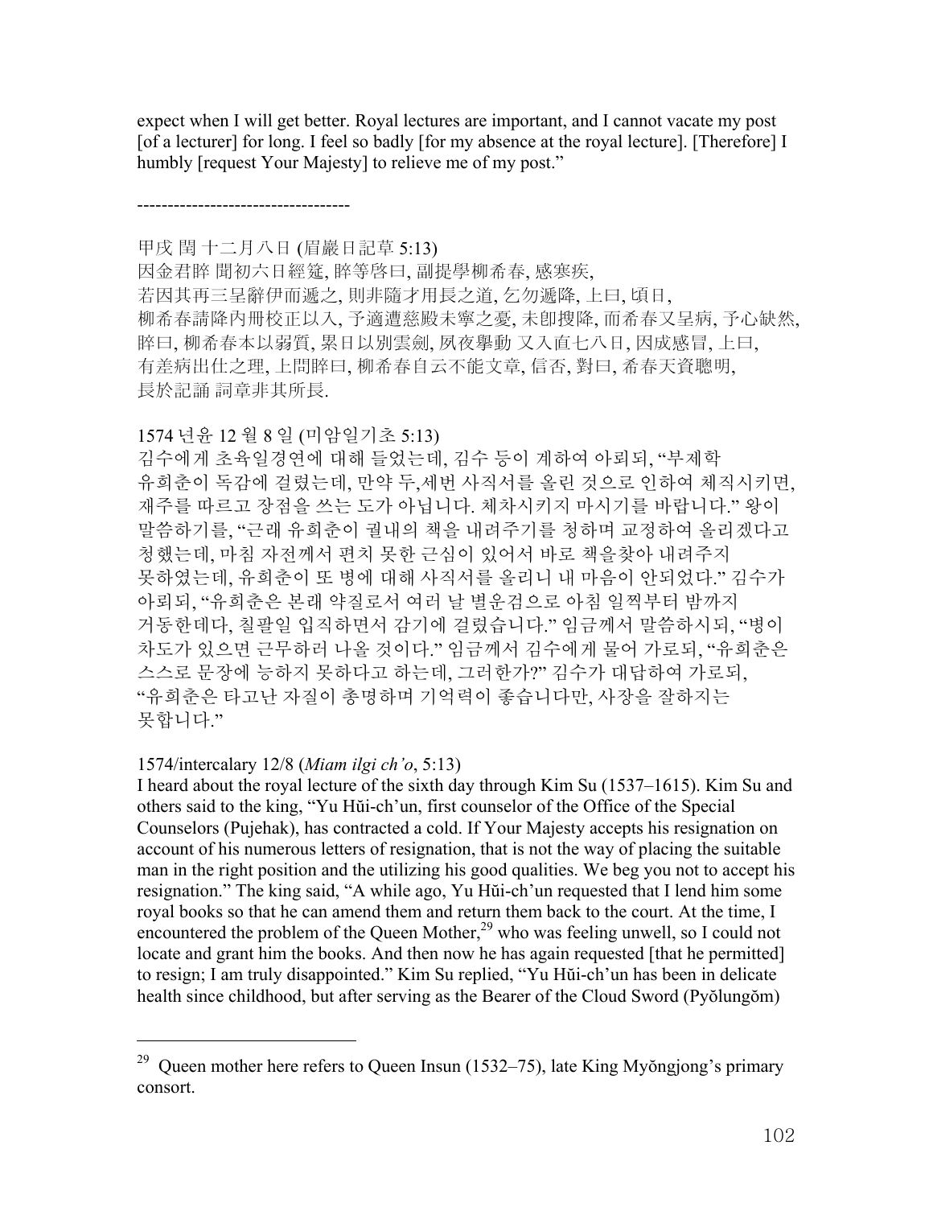expect when I will get better. Royal lectures are important, and I cannot vacate my post [of a lecturer] for long. I feel so badly [for my absence at the royal lecture]. [Therefore] I humbly [request Your Majesty] to relieve me of my post."

-----------------------------------

甲戌 閏 十二月八日 (眉巖日記草 5:13)
因金君睟 聞初六日經筵, 睟等啓曰, 副提學柳希春, 感寒疾,
若因其再三呈辭伊而遞之, 則非隨才用長之道, 乞勿遞降, 上曰, 頃日,
柳希春請降內冊校正以入, 予適遭慈殿未寧之憂, 未卽搜降, 而希春又呈病, 予心缺然,
睟曰, 柳希春本以弱質, 累日以別雲劍, 夙夜擧動 又入直七八日, 因成感冒, 上曰,
有差病出仕之理, 上問睟曰, 柳希春自云不能文章, 信否, 對曰, 希春天資聰明,
長於記誦 詞章非其所長.

1574 년윤 12 월 8 일 (미암일기초 5:13)
김수에게 초육일경연에 대해 들었는데, 김수 등이 계하여 아뢰되, "부제학 유희춘이 독감에 걸렸는데, 만약 두,세번 사직서를 올린 것으로 인하여 체직시키면, 재주를 따르고 장점을 쓰는 도가 아닙니다. 체차시키지 마시기를 바랍니다." 왕이 말씀하기를, "근래 유희춘이 궐내의 책을 내려주기를 청하며 교정하여 올리겠다고 청했는데, 마침 자전께서 편치 못한 근심이 있어서 바로 책을찾아 내려주지 못하였는데, 유희춘이 또 병에 대해 사직서를 올리니 내 마음이 안되었다." 김수가 아뢰되, "유희춘은 본래 약질로서 여러 날 별운검으로 아침 일찍부터 밤까지 거동한데다, 칠팔일 입직하면서 감기에 걸렸습니다." 임금께서 말씀하시되, "병이 차도가 있으면 근무하러 나올 것이다." 임금께서 김수에게 물어 가로되, "유희춘은 스스로 문장에 능하지 못하다고 하는데, 그러한가?" 김수가 대답하여 가로되, "유희춘은 타고난 자질이 총명하며 기억력이 좋습니다만, 사장을 잘하지는 못합니다."

1574/intercalary 12/8 (*Miam ilgi ch'o*, 5:13)
I heard about the royal lecture of the sixth day through Kim Su (1537–1615). Kim Su and others said to the king, "Yu Hŭi-ch'un, first counselor of the Office of the Special Counselors (Pujehak), has contracted a cold. If Your Majesty accepts his resignation on account of his numerous letters of resignation, that is not the way of placing the suitable man in the right position and the utilizing his good qualities. We beg you not to accept his resignation." The king said, "A while ago, Yu Hŭi-ch'un requested that I lend him some royal books so that he can amend them and return them back to the court. At the time, I encountered the problem of the Queen Mother,[29] who was feeling unwell, so I could not locate and grant him the books. And then now he has again requested [that he permitted] to resign; I am truly disappointed." Kim Su replied, "Yu Hŭi-ch'un has been in delicate health since childhood, but after serving as the Bearer of the Cloud Sword (Pyŏlungŏm)

---

[29] Queen mother here refers to Queen Insun (1532–75), late King Myŏngjong's primary consort.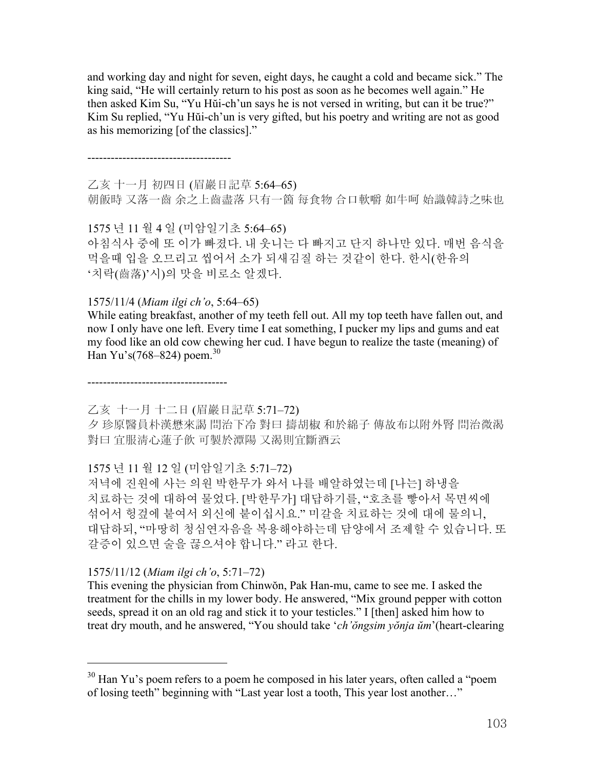and working day and night for seven, eight days, he caught a cold and became sick." The king said, "He will certainly return to his post as soon as he becomes well again." He then asked Kim Su, "Yu Hŭi-ch'un says he is not versed in writing, but can it be true?" Kim Su replied, "Yu Hŭi-ch'un is very gifted, but his poetry and writing are not as good as his memorizing [of the classics]."

-------------------------------------

乙亥 十一月 初四日 (眉巖日記草 5:64–65)
朝飯時 又落一齒 余之上齒盡落 只有一箇 每食物 合口軟嚼 如牛呵 始識韓詩之味也

1575 년 11 월 4 일 (미암일기초 5:64–65)
아침식사 중에 또 이가 빠졌다. 내 웃니는 다 빠지고 단지 하나만 있다. 매번 음식을 먹을때 입을 오므리고 씹어서 소가 되새김질 하는 것같이 한다. 한시(한유의 '치락(齒落)'시)의 맛을 비로소 알겠다.

1575/11/4 (*Miam ilgi ch'o*, 5:64–65)
While eating breakfast, another of my teeth fell out. All my top teeth have fallen out, and now I only have one left. Every time I eat something, I pucker my lips and gums and eat my food like an old cow chewing her cud. I have begun to realize the taste (meaning) of Han Yu's(768–824) poem.[30]

------------------------------------

乙亥 十一月 十二日 (眉巖日記草 5:71–72)
夕 珍原醫員朴漢懋來謁 問治下冷 對曰 擣胡椒 和於綿子 傳故布以附外腎 問治微渴 對曰 宜服淸心蓮子飮 可製於潭陽 又渴則宜斷酒云

1575 년 11 월 12 일 (미암일기초 5:71–72)
저녁에 진원에 사는 의원 박한무가 와서 나를 배알하였는데 [나는] 하냉을 치료하는 것에 대하여 물었다. [박한무가] 대답하기를, "호초를 빻아서 목면씨에 섞어서 헝겊에 붙여서 외신에 붙이십시요." 미갈을 치료하는 것에 대에 물의니, 대답하되, "마땅히 청심연자음을 복용해야하는데 담양에서 조제할 수 있습니다. 또 갈증이 있으면 술을 끊으셔야 합니다." 라고 한다.

1575/11/12 (*Miam ilgi ch'o*, 5:71–72)
This evening the physician from Chinwŏn, Pak Han-mu, came to see me. I asked the treatment for the chills in my lower body. He answered, "Mix ground pepper with cotton seeds, spread it on an old rag and stick it to your testicles." I [then] asked him how to treat dry mouth, and he answered, "You should take '*ch'ŏngsim yŏnja ŭm*'(heart-clearing

---

[30] Han Yu's poem refers to a poem he composed in his later years, often called a "poem of losing teeth" beginning with "Last year lost a tooth, This year lost another…"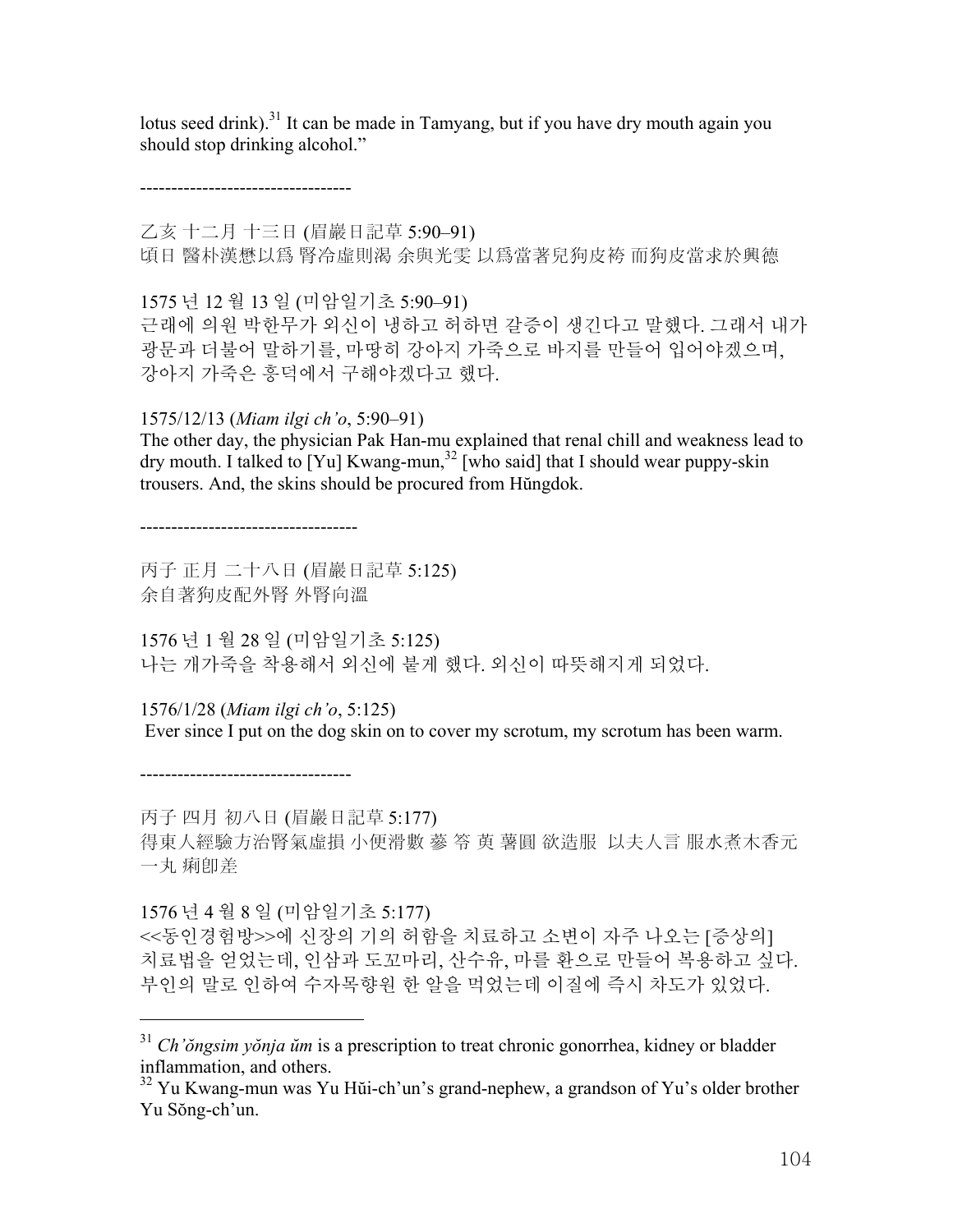lotus seed drink).[31] It can be made in Tamyang, but if you have dry mouth again you should stop drinking alcohol."

----------------------------------

乙亥 十二月 十三日 (眉巖日記草 5:90–91)
頃日 醫朴漢楙以爲 腎冷虛則渴 余與光雯 以爲當著兒狗皮袴 而狗皮當求於興德

1575 년 12 월 13 일 (미암일기초 5:90–91)
근래에 의원 박한무가 외신이 냉하고 허하면 갈증이 생긴다고 말했다. 그래서 내가 광문과 더불어 말하기를, 마땅히 강아지 가죽으로 바지를 만들어 입어야겠으며, 강아지 가죽은 흥덕에서 구해야겠다고 했다.

1575/12/13 (*Miam ilgi ch'o*, 5:90–91)
The other day, the physician Pak Han-mu explained that renal chill and weakness lead to dry mouth. I talked to [Yu] Kwang-mun,[32] [who said] that I should wear puppy-skin trousers. And, the skins should be procured from Hŭngdok.

----------------------------------

丙子 正月 二十八日 (眉巖日記草 5:125)
余自著狗皮配外腎 外腎向溫

1576 년 1 월 28 일 (미암일기초 5:125)
나는 개가죽을 착용해서 외신에 붙게 했다. 외신이 따뜻해지게 되었다.

1576/1/28 (*Miam ilgi ch'o*, 5:125)
Ever since I put on the dog skin on to cover my scrotum, my scrotum has been warm.

----------------------------------

丙子 四月 初八日 (眉巖日記草 5:177)
得東人經驗方治腎氣虛損 小便滑數 蔘 苓 萸 薯圓 欲造服 以夫人言 服水煮木香元 一丸 痢卽差

1576 년 4 월 8 일 (미암일기초 5:177)
<<동인경험방>>에 신장의 기의 허함을 치료하고 소변이 자주 나오는 [증상의] 치료법을 얻었는데, 인삼과 도꼬마리, 산수유, 마를 환으로 만들어 복용하고 싶다. 부인의 말로 인하여 수자목향원 한 알을 먹었는데 이질에 즉시 차도가 있었다.

---

[31] *Ch'ŏngsim yŏnja ŭm* is a prescription to treat chronic gonorrhea, kidney or bladder inflammation, and others.

[32] Yu Kwang-mun was Yu Hŭi-ch'un's grand-nephew, a grandson of Yu's older brother Yu Sŏng-ch'un.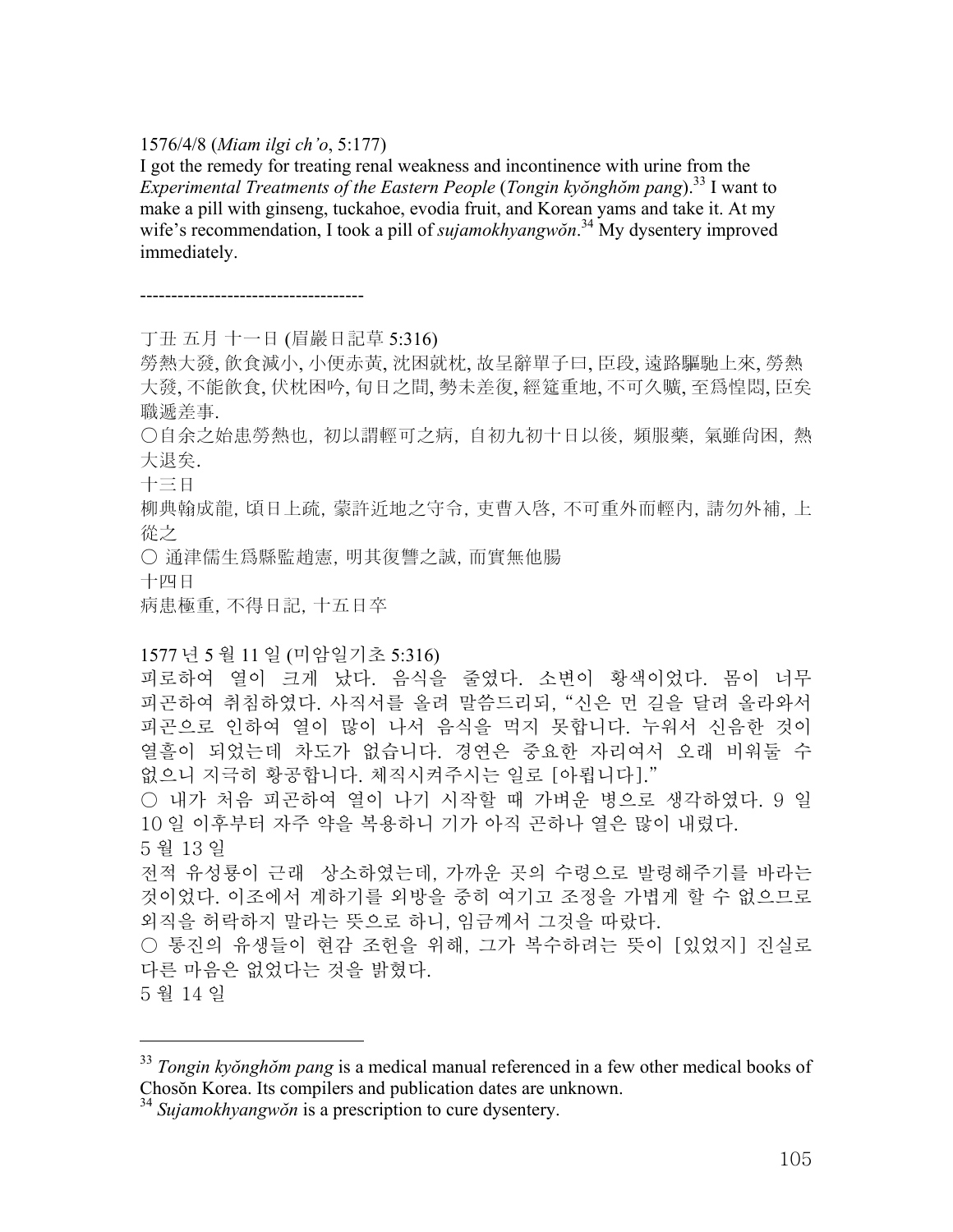1576/4/8 (*Miam ilgi ch'o*, 5:177)

I got the remedy for treating renal weakness and incontinence with urine from the *Experimental Treatments of the Eastern People* (*Tongin kyŏnghŏm pang*).[33] I want to make a pill with ginseng, tuckahoe, evodia fruit, and Korean yams and take it. At my wife's recommendation, I took a pill of *sujamokhyangwŏn*.[34] My dysentery improved immediately.

------------------------------------

丁丑 五月 十一日 (眉巖日記草 5:316)

勞熱大發, 飮食減小, 小便赤黃, 沈困就枕, 故呈辭單子曰, 臣段, 遠路驅馳上來, 勞熱大發, 不能飮食, 伏枕困吟, 旬日之間, 勢未差復, 經筵重地, 不可久曠, 至爲惶悶, 臣矣職遞差事.

○自余之始患勞熱也，初以謂輕可之病，自初九初十日以後，頻服藥，氣雖尙困，熱大退矣.

十三日

柳典翰成龍, 頃日上疏, 蒙許近地之守令, 吏曹入啓, 不可重外而輕內, 請勿外補, 上從之

○ 通津儒生爲縣監趙憲, 明其復讐之誠, 而實無他腸

十四日

病患極重, 不得日記, 十五日卒

1577 년 5 월 11 일 (미암일기초 5:316)

피로하여 열이 크게 났다. 음식을 줄였다. 소변이 황색이었다. 몸이 너무 피곤하여 취침하였다. 사직서를 올려 말씀드리되, "신은 먼 길을 달려 올라와서 피곤으로 인하여 열이 많이 나서 음식을 먹지 못합니다. 누워서 신음한 것이 열흘이 되었는데 차도가 없습니다. 경연은 중요한 자리여서 오래 비워둘 수 없으니 지극히 황공합니다. 체직시켜주시는 일로 [아룁니다]."

○ 내가 처음 피곤하여 열이 나기 시작할 때 가벼운 병으로 생각하였다. 9 일 10 일 이후부터 자주 약을 복용하니 기가 아직 곤하나 열은 많이 내렸다.

5 월 13 일

전적 유성룡이 근래 상소하였는데, 가까운 곳의 수령으로 발령해주기를 바라는 것이었다. 이조에서 계하기를 외방을 중히 여기고 조정을 가볍게 할 수 없으므로 외직을 허락하지 말라는 뜻으로 하니, 임금께서 그것을 따랐다.

○ 통진의 유생들이 현감 조헌을 위해, 그가 복수하려는 뜻이 [있었지] 진실로 다른 마음은 없었다는 것을 밝혔다.

5 월 14 일

---

[33] *Tongin kyŏnghŏm pang* is a medical manual referenced in a few other medical books of Chosŏn Korea. Its compilers and publication dates are unknown.

[34] *Sujamokhyangwŏn* is a prescription to cure dysentery.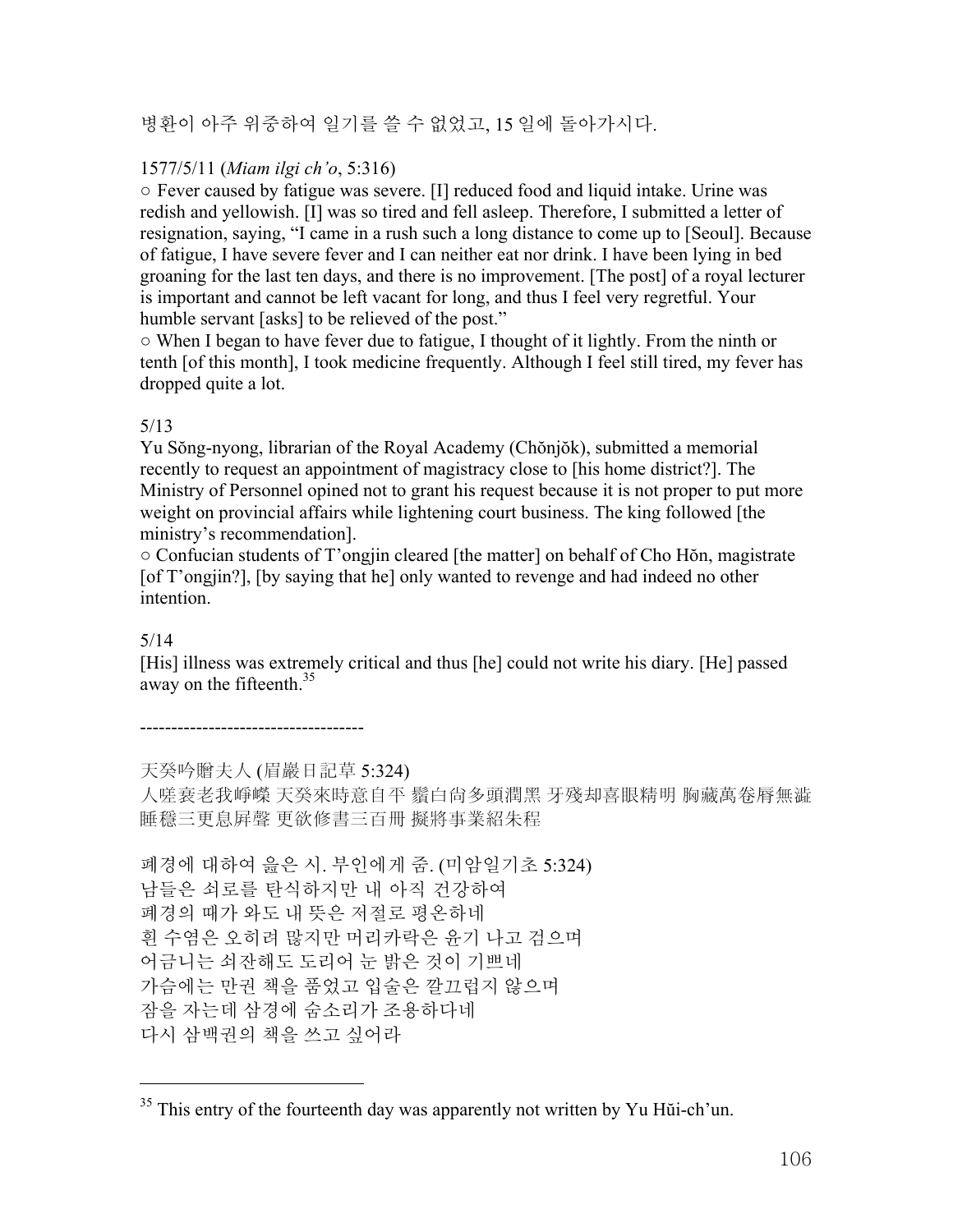병환이 아주 위중하여 일기를 쓸 수 없었고, 15 일에 돌아가시다.

1577/5/11 (*Miam ilgi ch'o*, 5:316)

○ Fever caused by fatigue was severe. [I] reduced food and liquid intake. Urine was redish and yellowish. [I] was so tired and fell asleep. Therefore, I submitted a letter of resignation, saying, "I came in a rush such a long distance to come up to [Seoul]. Because of fatigue, I have severe fever and I can neither eat nor drink. I have been lying in bed groaning for the last ten days, and there is no improvement. [The post] of a royal lecturer is important and cannot be left vacant for long, and thus I feel very regretful. Your humble servant [asks] to be relieved of the post."

○ When I began to have fever due to fatigue, I thought of it lightly. From the ninth or tenth [of this month], I took medicine frequently. Although I feel still tired, my fever has dropped quite a lot.

5/13

Yu Sŏng-nyong, librarian of the Royal Academy (Chŏnjŏk), submitted a memorial recently to request an appointment of magistracy close to [his home district?]. The Ministry of Personnel opined not to grant his request because it is not proper to put more weight on provincial affairs while lightening court business. The king followed [the ministry's recommendation].

○ Confucian students of T'ongjin cleared [the matter] on behalf of Cho Hŏn, magistrate [of T'ongjin?], [by saying that he] only wanted to revenge and had indeed no other intention.

5/14

[His] illness was extremely critical and thus [he] could not write his diary. [He] passed away on the fifteenth.[35]

-----------------------------------

天癸吟贈夫人 (眉巖日記草 5:324)

人嗟衰老我崢嶸 天癸來時意自平 鬚白尚多頭潤黑 牙殘却喜眼精明 胸藏萬卷脣無澁 睡穩三更息屏聲 更欲修書三百冊 擬將事業紹朱程

폐경에 대하여 읊은 시. 부인에게 줌. (미암일기초 5:324)

남들은 쇠로를 탄식하지만 내 아직 건강하여

폐경의 때가 와도 내 뜻은 저절로 평온하네

흰 수염은 오히려 많지만 머리카락은 윤기 나고 검으며

어금니는 쇠잔해도 도리어 눈 밝은 것이 기쁘네

가슴에는 만권 책을 품었고 입술은 깔끄럽지 않으며

잠을 자는데 삼경에 숨소리가 조용하다네

다시 삼백권의 책을 쓰고 싶어라

---

[35] This entry of the fourteenth day was apparently not written by Yu Hŭi-ch'un.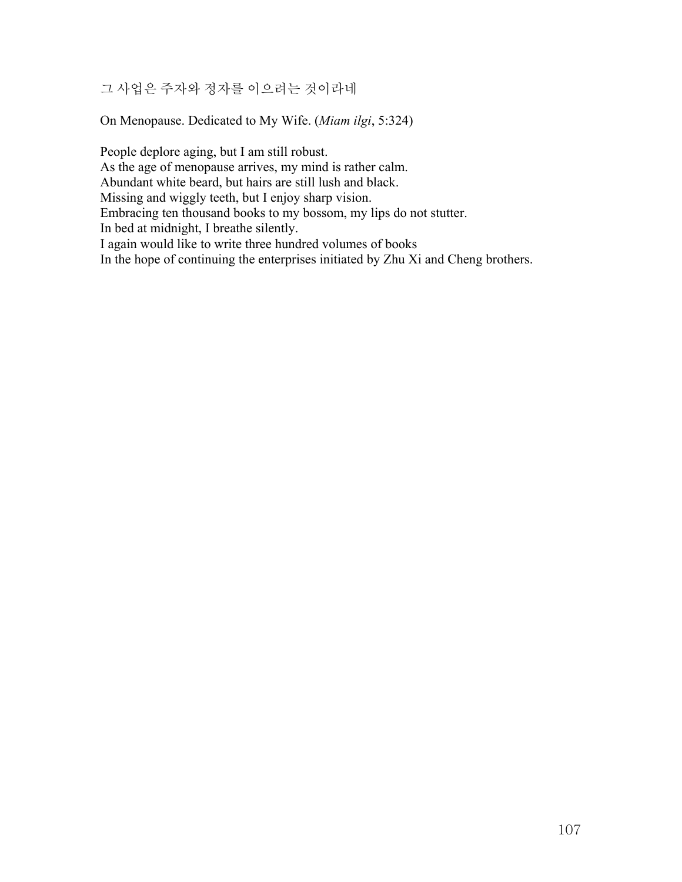그 사업은 주자와 정자를 이으려는 것이라네

On Menopause. Dedicated to My Wife. (*Miam ilgi*, 5:324)

People deplore aging, but I am still robust.
As the age of menopause arrives, my mind is rather calm.
Abundant white beard, but hairs are still lush and black.
Missing and wiggly teeth, but I enjoy sharp vision.
Embracing ten thousand books to my bossom, my lips do not stutter.
In bed at midnight, I breathe silently.
I again would like to write three hundred volumes of books
In the hope of continuing the enterprises initiated by Zhu Xi and Cheng brothers.